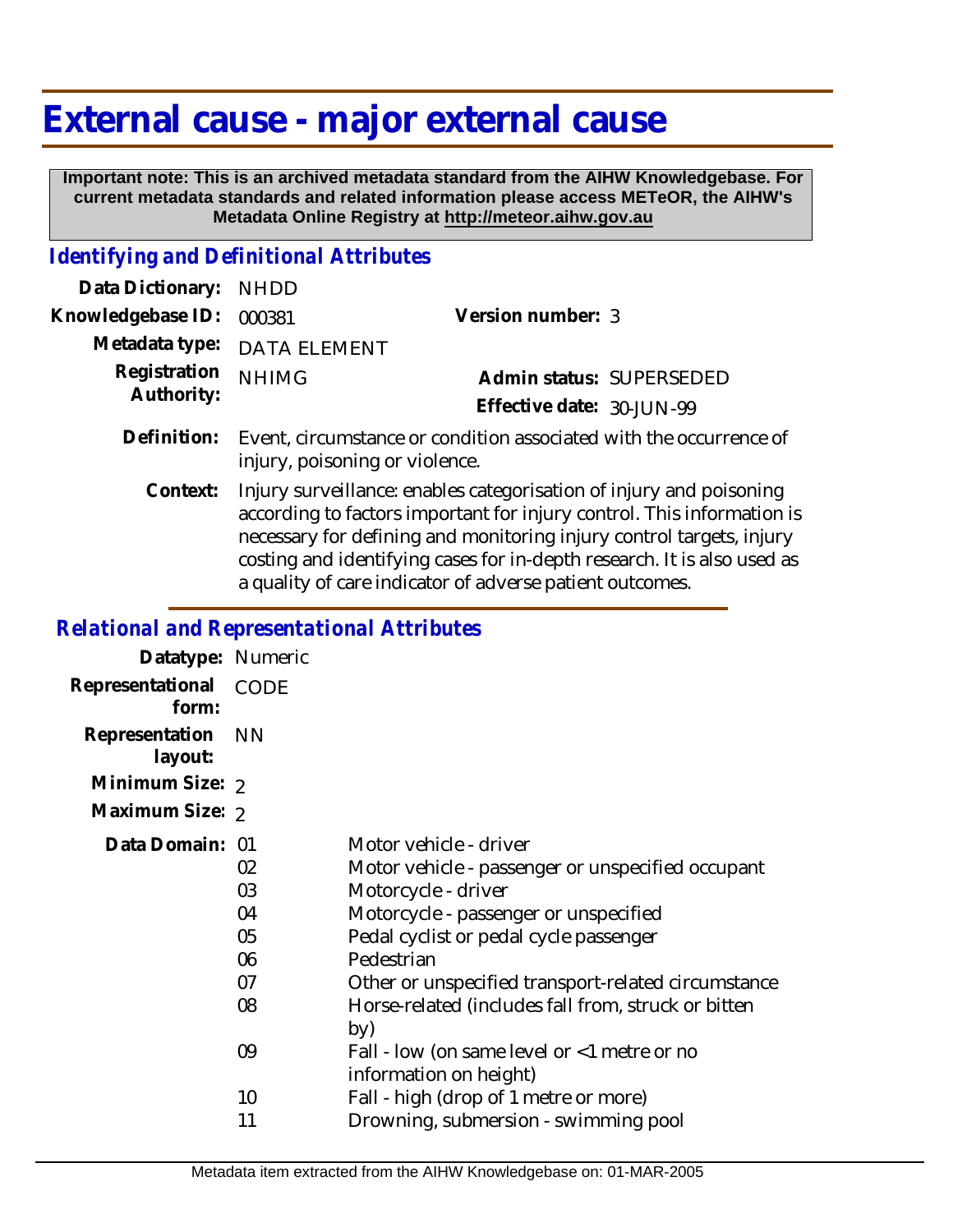# External cause - major external cause

**Important note: This is an archived metadata standard from the AIHW Knowledgebase. For current metadata standards and related information please access METeOR, the AIHW's Metadata Online Registry at http://meteor.aihw.gov.au**

## *Identifying and Definitional Attributes*

| | | | |
|---|---|---|---|
| **Data Dictionary:** | NHDD | | |
| **Knowledgebase ID:** | 000381 | **Version number:** | 3 |
| **Metadata type:** | DATA ELEMENT | | |
| **Registration Authority:** | NHIMG | **Admin status:** | SUPERSEDED |
| | | **Effective date:** | 30-JUN-99 |

**Definition:** Event, circumstance or condition associated with the occurrence of injury, poisoning or violence.

**Context:** Injury surveillance: enables categorisation of injury and poisoning according to factors important for injury control. This information is necessary for defining and monitoring injury control targets, injury costing and identifying cases for in-depth research. It is also used as a quality of care indicator of adverse patient outcomes.

## *Relational and Representational Attributes*

**Datatype:** Numeric

**Representational form:** CODE

**Representation layout:** NN

**Minimum Size:** 2

**Maximum Size:** 2

**Data Domain:**

| Code | Description |
|---|---|
| 01 | Motor vehicle - driver |
| 02 | Motor vehicle - passenger or unspecified occupant |
| 03 | Motorcycle - driver |
| 04 | Motorcycle - passenger or unspecified |
| 05 | Pedal cyclist or pedal cycle passenger |
| 06 | Pedestrian |
| 07 | Other or unspecified transport-related circumstance |
| 08 | Horse-related (includes fall from, struck or bitten by) |
| 09 | Fall - low (on same level or <1 metre or no information on height) |
| 10 | Fall - high (drop of 1 metre or more) |
| 11 | Drowning, submersion - swimming pool |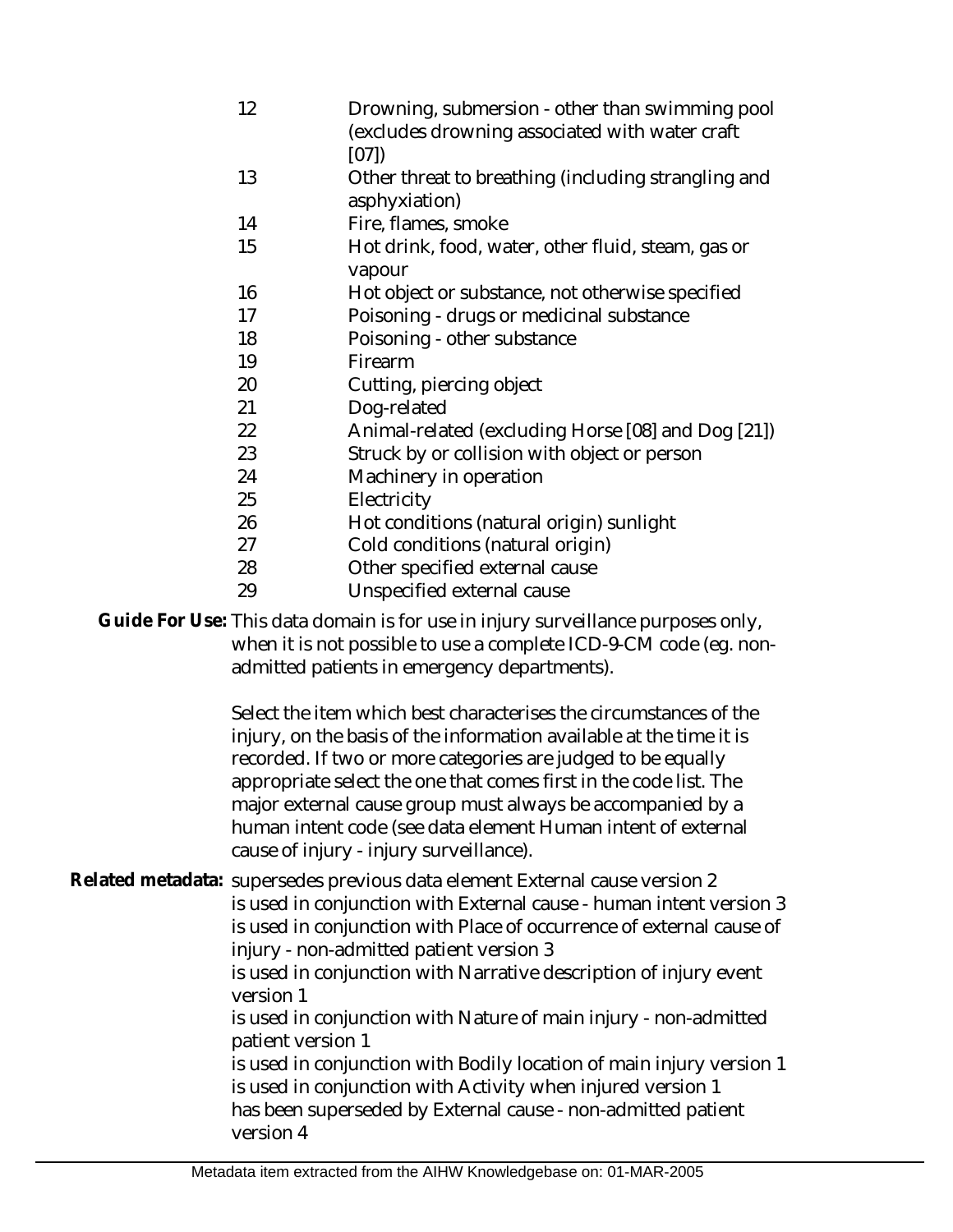| | |
|---|---|
| 12 | Drowning, submersion - other than swimming pool (excludes drowning associated with water craft [07]) |
| 13 | Other threat to breathing (including strangling and asphyxiation) |
| 14 | Fire, flames, smoke |
| 15 | Hot drink, food, water, other fluid, steam, gas or vapour |
| 16 | Hot object or substance, not otherwise specified |
| 17 | Poisoning - drugs or medicinal substance |
| 18 | Poisoning - other substance |
| 19 | Firearm |
| 20 | Cutting, piercing object |
| 21 | Dog-related |
| 22 | Animal-related (excluding Horse [08] and Dog [21]) |
| 23 | Struck by or collision with object or person |
| 24 | Machinery in operation |
| 25 | Electricity |
| 26 | Hot conditions (natural origin) sunlight |
| 27 | Cold conditions (natural origin) |
| 28 | Other specified external cause |
| 29 | Unspecified external cause |

**Guide For Use:** This data domain is for use in injury surveillance purposes only, when it is not possible to use a complete ICD-9-CM code (eg. non-admitted patients in emergency departments).

Select the item which best characterises the circumstances of the injury, on the basis of the information available at the time it is recorded. If two or more categories are judged to be equally appropriate select the one that comes first in the code list. The major external cause group must always be accompanied by a human intent code (see data element Human intent of external cause of injury - injury surveillance).

**Related metadata:** supersedes previous data element External cause version 2
is used in conjunction with External cause - human intent version 3
is used in conjunction with Place of occurrence of external cause of injury - non-admitted patient version 3
is used in conjunction with Narrative description of injury event version 1
is used in conjunction with Nature of main injury - non-admitted patient version 1
is used in conjunction with Bodily location of main injury version 1
is used in conjunction with Activity when injured version 1
has been superseded by External cause - non-admitted patient version 4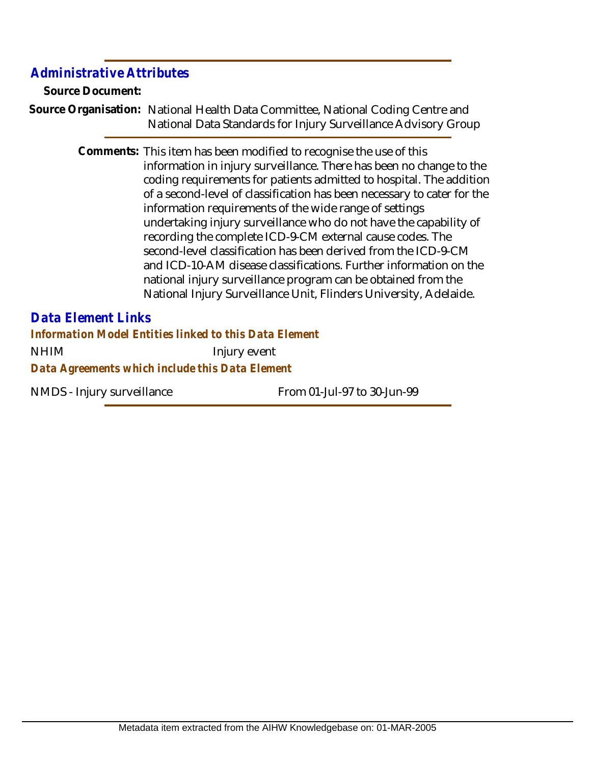## Administrative Attributes

**Source Document:**

**Source Organisation:** National Health Data Committee, National Coding Centre and National Data Standards for Injury Surveillance Advisory Group

**Comments:** This item has been modified to recognise the use of this information in injury surveillance. There has been no change to the coding requirements for patients admitted to hospital. The addition of a second-level of classification has been necessary to cater for the information requirements of the wide range of settings undertaking injury surveillance who do not have the capability of recording the complete ICD-9-CM external cause codes. The second-level classification has been derived from the ICD-9-CM and ICD-10-AM disease classifications. Further information on the national injury surveillance program can be obtained from the National Injury Surveillance Unit, Flinders University, Adelaide.

## Data Element Links

### Information Model Entities linked to this Data Element

| | |
|---|---|
| NHIM | Injury event |

### Data Agreements which include this Data Element

| | |
|---|---|
| NMDS - Injury surveillance | From 01-Jul-97 to 30-Jun-99 |

Metadata item extracted from the AIHW Knowledgebase on: 01-MAR-2005